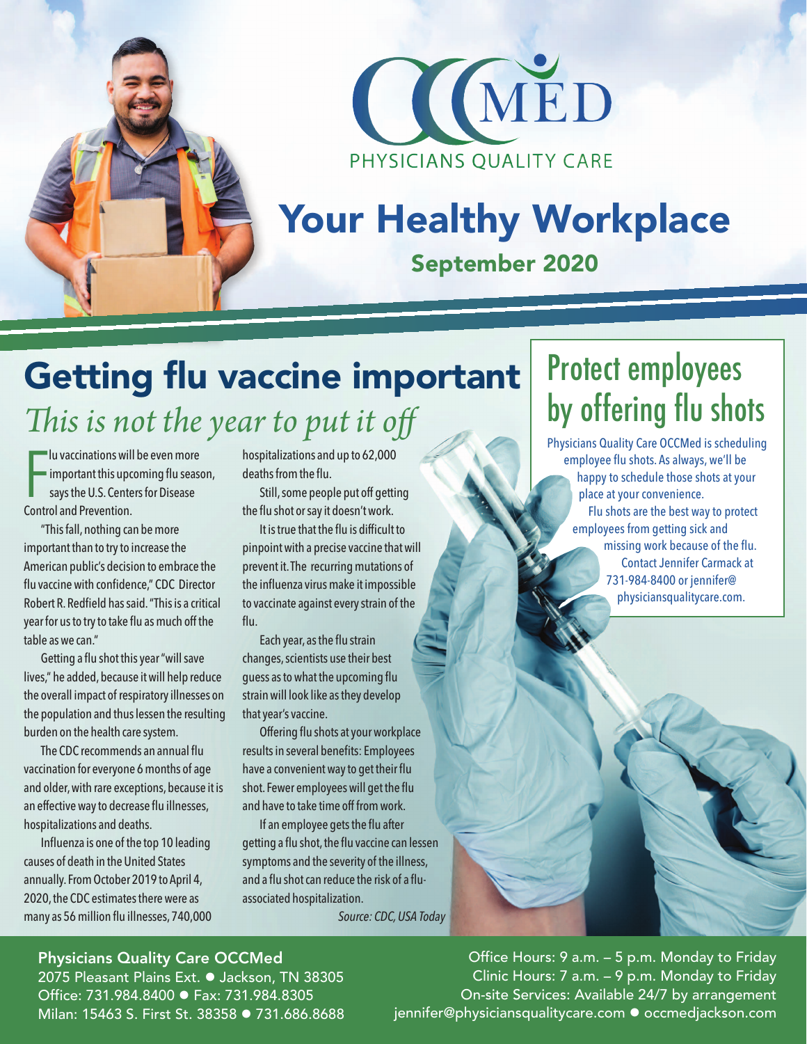PHYSICIANS QUALITY CARE

# Your Healthy Workplace

## September 2020

## Getting flu vaccine important

### *This is not the year to put it off*

Flu vaccinations will be even more important this upcoming flu season, says the U.S. Centers for Disease Control and Prevention.

"This fall, nothing can be more important than to try to increase the American public's decision to embrace the flu vaccine with confidence," CDC Director Robert R. Redfield has said. "This is a critical year for us to try to take flu as much off the table as we can."

Getting a flu shot this year "will save lives," he added, because it will help reduce the overall impact of respiratory illnesses on the population and thus lessen the resulting burden on the health care system.

The CDC recommends an annual flu vaccination for everyone 6 months of age and older, with rare exceptions, because it is an effective way to decrease flu illnesses, hospitalizations and deaths.

Influenza is one of the top 10 leading causes of death in the United States annually. From October 2019 to April 4, 2020, the CDC estimates there were as many as 56 million flu illnesses, 740,000 hospitalizations and up to 62,000 deaths from the flu.

Still, some people put off getting the flu shot or say it doesn't work.

It is true that the flu is difficult to pinpoint with a precise vaccine that will prevent it. The recurring mutations of the influenza virus make it impossible to vaccinate against every strain of the flu.

Each year, as the flu strain changes, scientists use their best guess as to what the upcoming flu strain will look like as they develop that year's vaccine.

Offering flu shots at your workplace results in several benefits: Employees have a convenient way to get their flu shot. Fewer employees will get the flu and have to take time off from work.

If an employee gets the flu after getting a flu shot, the flu vaccine can lessen symptoms and the severity of the illness, and a flu shot can reduce the risk of a flu-associated hospitalization.

*Source: CDC, USA Today*

## Protect employees by offering flu shots

Physicians Quality Care OCCMed is scheduling employee flu shots. As always, we'll be happy to schedule those shots at your place at your convenience.

Flu shots are the best way to protect employees from getting sick and missing work because of the flu.

Contact Jennifer Carmack at 731-984-8400 or jennifer@physiciansqualitycare.com.

**Physicians Quality Care OCCMed**
2075 Pleasant Plains Ext. ● Jackson, TN 38305
Office: 731.984.8400 ● Fax: 731.984.8305
Milan: 15463 S. First St. 38358 ● 731.686.8688

Office Hours: 9 a.m. – 5 p.m. Monday to Friday
Clinic Hours: 7 a.m. – 9 p.m. Monday to Friday
On-site Services: Available 24/7 by arrangement
jennifer@physiciansqualitycare.com ● occmedjackson.com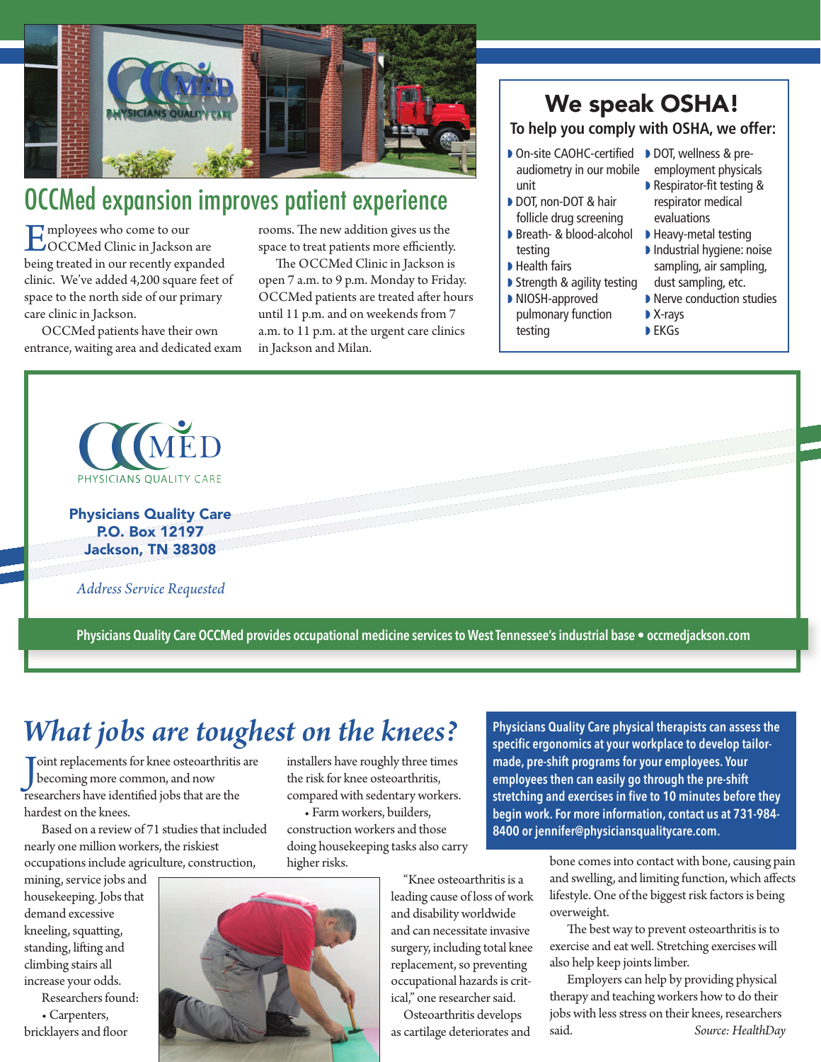## OCCMed expansion improves patient experience

Employees who come to our OCCMed Clinic in Jackson are being treated in our recently expanded clinic. We've added 4,200 square feet of space to the north side of our primary care clinic in Jackson.

OCCMed patients have their own entrance, waiting area and dedicated exam rooms. The new addition gives us the space to treat patients more efficiently.

The OCCMed Clinic in Jackson is open 7 a.m. to 9 p.m. Monday to Friday. OCCMed patients are treated after hours until 11 p.m. and on weekends from 7 a.m. to 11 p.m. at the urgent care clinics in Jackson and Milan.

## We speak OSHA!

**To help you comply with OSHA, we offer:**

- On-site CAOHC-certified audiometry in our mobile unit
- DOT, non-DOT & hair follicle drug screening
- Breath- & blood-alcohol testing
- Health fairs
- Strength & agility testing
- NIOSH-approved pulmonary function testing
- DOT, wellness & pre-employment physicals
- Respirator-fit testing & respirator medical evaluations
- Heavy-metal testing
- Industrial hygiene: noise sampling, air sampling, dust sampling, etc.
- Nerve conduction studies
- X-rays
- EKGs

OCCMED PHYSICIANS QUALITY CARE

**Physicians Quality Care**
**P.O. Box 12197**
**Jackson, TN 38308**

*Address Service Requested*

**Physicians Quality Care OCCMed provides occupational medicine services to West Tennessee's industrial base • occmedjackson.com**

## *What jobs are toughest on the knees?*

Joint replacements for knee osteoarthritis are becoming more common, and now researchers have identified jobs that are the hardest on the knees.

Based on a review of 71 studies that included nearly one million workers, the riskiest occupations include agriculture, construction, mining, service jobs and housekeeping. Jobs that demand excessive kneeling, squatting, standing, lifting and climbing stairs all increase your odds.

Researchers found:

- Carpenters, bricklayers and floor installers have roughly three times the risk for knee osteoarthritis, compared with sedentary workers.
- Farm workers, builders, construction workers and those doing housekeeping tasks also carry higher risks.

"Knee osteoarthritis is a leading cause of loss of work and disability worldwide and can necessitate invasive surgery, including total knee replacement, so preventing occupational hazards is critical," one researcher said.

Osteoarthritis develops as cartilage deteriorates and bone comes into contact with bone, causing pain and swelling, and limiting function, which affects lifestyle. One of the biggest risk factors is being overweight.

The best way to prevent osteoarthritis is to exercise and eat well. Stretching exercises will also help keep joints limber.

Employers can help by providing physical therapy and teaching workers how to do their jobs with less stress on their knees, researchers said.

*Source: HealthDay*

**Physicians Quality Care physical therapists can assess the specific ergonomics at your workplace to develop tailor-made, pre-shift programs for your employees. Your employees then can easily go through the pre-shift stretching and exercises in five to 10 minutes before they begin work. For more information, contact us at 731-984-8400 or jennifer@physiciansqualitycare.com.**